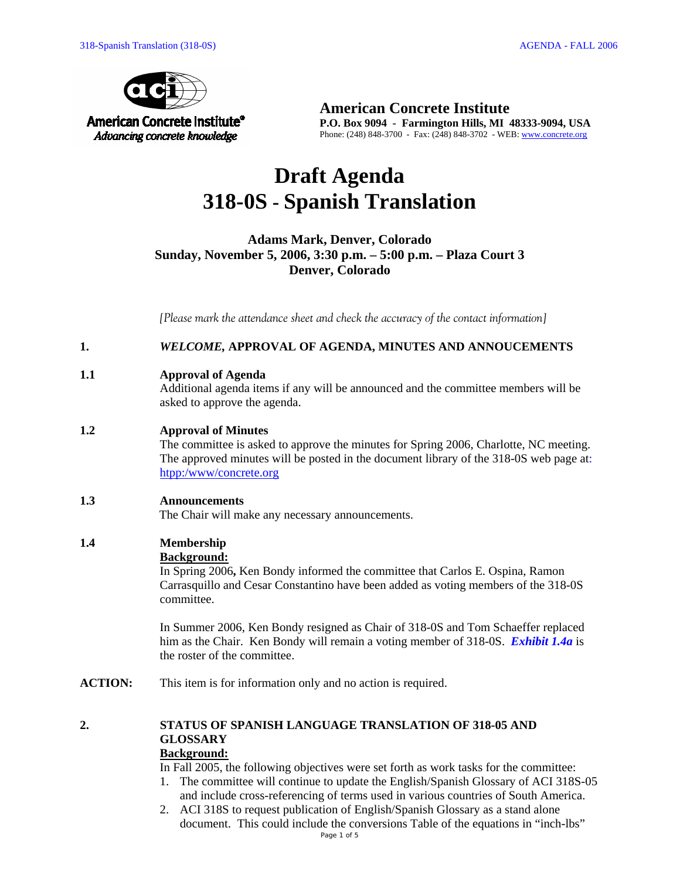**American Concrete Institute**
**P.O. Box 9094 - Farmington Hills, MI 48333-9094, USA**
Phone: (248) 848-3700 - Fax: (248) 848-3702 - WEB: www.concrete.org

# Draft Agenda
# 318-0S - Spanish Translation

**Adams Mark, Denver, Colorado**
**Sunday, November 5, 2006, 3:30 p.m. – 5:00 p.m. – Plaza Court 3**
**Denver, Colorado**

*[Please mark the attendance sheet and check the accuracy of the contact information]*

## 1. *WELCOME*, APPROVAL OF AGENDA, MINUTES AND ANNOUCEMENTS

### 1.1 Approval of Agenda

Additional agenda items if any will be announced and the committee members will be asked to approve the agenda.

### 1.2 Approval of Minutes

The committee is asked to approve the minutes for Spring 2006, Charlotte, NC meeting. The approved minutes will be posted in the document library of the 318-0S web page at: htpp:/www/concrete.org

### 1.3 Announcements

The Chair will make any necessary announcements.

### 1.4 Membership

**Background:**

In Spring 2006**,** Ken Bondy informed the committee that Carlos E. Ospina, Ramon Carrasquillo and Cesar Constantino have been added as voting members of the 318-0S committee.

In Summer 2006, Ken Bondy resigned as Chair of 318-0S and Tom Schaeffer replaced him as the Chair. Ken Bondy will remain a voting member of 318-0S. ***Exhibit 1.4a*** is the roster of the committee.

**ACTION:** This item is for information only and no action is required.

## 2. STATUS OF SPANISH LANGUAGE TRANSLATION OF 318-05 AND GLOSSARY

**Background:**

In Fall 2005, the following objectives were set forth as work tasks for the committee:

1. The committee will continue to update the English/Spanish Glossary of ACI 318S-05 and include cross-referencing of terms used in various countries of South America.
2. ACI 318S to request publication of English/Spanish Glossary as a stand alone document. This could include the conversions Table of the equations in "inch-lbs"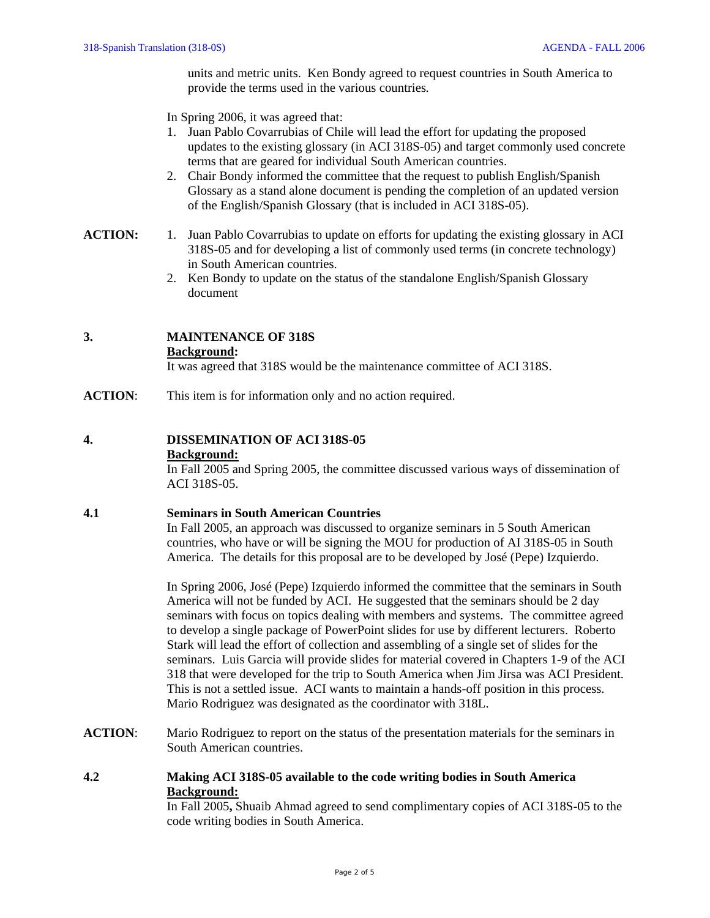units and metric units. Ken Bondy agreed to request countries in South America to provide the terms used in the various countries.

In Spring 2006, it was agreed that:

1. Juan Pablo Covarrubias of Chile will lead the effort for updating the proposed updates to the existing glossary (in ACI 318S-05) and target commonly used concrete terms that are geared for individual South American countries.
2. Chair Bondy informed the committee that the request to publish English/Spanish Glossary as a stand alone document is pending the completion of an updated version of the English/Spanish Glossary (that is included in ACI 318S-05).

**ACTION:**

1. Juan Pablo Covarrubias to update on efforts for updating the existing glossary in ACI 318S-05 and for developing a list of commonly used terms (in concrete technology) in South American countries.
2. Ken Bondy to update on the status of the standalone English/Spanish Glossary document

## 3. MAINTENANCE OF 318S

**Background:**

It was agreed that 318S would be the maintenance committee of ACI 318S.

**ACTION**: This item is for information only and no action required.

## 4. DISSEMINATION OF ACI 318S-05

**Background:**

In Fall 2005 and Spring 2005, the committee discussed various ways of dissemination of ACI 318S-05.

### 4.1 Seminars in South American Countries

In Fall 2005, an approach was discussed to organize seminars in 5 South American countries, who have or will be signing the MOU for production of AI 318S-05 in South America. The details for this proposal are to be developed by José (Pepe) Izquierdo.

In Spring 2006, José (Pepe) Izquierdo informed the committee that the seminars in South America will not be funded by ACI. He suggested that the seminars should be 2 day seminars with focus on topics dealing with members and systems. The committee agreed to develop a single package of PowerPoint slides for use by different lecturers. Roberto Stark will lead the effort of collection and assembling of a single set of slides for the seminars. Luis Garcia will provide slides for material covered in Chapters 1-9 of the ACI 318 that were developed for the trip to South America when Jim Jirsa was ACI President. This is not a settled issue. ACI wants to maintain a hands-off position in this process. Mario Rodriguez was designated as the coordinator with 318L.

**ACTION**: Mario Rodriguez to report on the status of the presentation materials for the seminars in South American countries.

### 4.2 Making ACI 318S-05 available to the code writing bodies in South America

**Background:**

In Fall 2005**,** Shuaib Ahmad agreed to send complimentary copies of ACI 318S-05 to the code writing bodies in South America.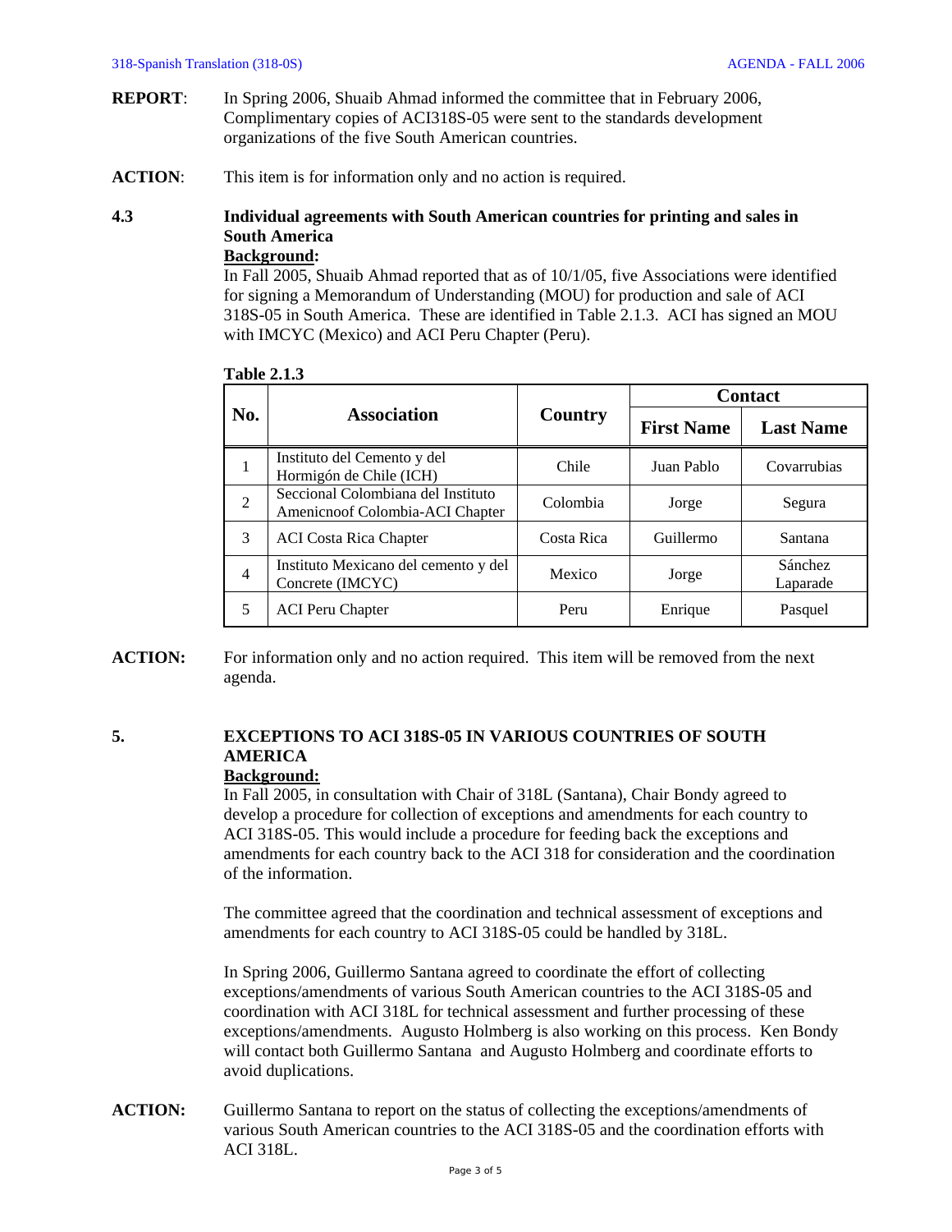**REPORT**: In Spring 2006, Shuaib Ahmad informed the committee that in February 2006, Complimentary copies of ACI318S-05 were sent to the standards development organizations of the five South American countries.

**ACTION**: This item is for information only and no action is required.

**4.3 Individual agreements with South American countries for printing and sales in South America**

**Background:**

In Fall 2005, Shuaib Ahmad reported that as of 10/1/05, five Associations were identified for signing a Memorandum of Understanding (MOU) for production and sale of ACI 318S-05 in South America. These are identified in Table 2.1.3. ACI has signed an MOU with IMCYC (Mexico) and ACI Peru Chapter (Peru).

**Table 2.1.3**

| No. | Association | Country | Contact | |
|---|---|---|---|---|
| | | | First Name | Last Name |
| 1 | Instituto del Cemento y del Hormigón de Chile (ICH) | Chile | Juan Pablo | Covarrubias |
| 2 | Seccional Colombiana del Instituto Amenicnoof Colombia-ACI Chapter | Colombia | Jorge | Segura |
| 3 | ACI Costa Rica Chapter | Costa Rica | Guillermo | Santana |
| 4 | Instituto Mexicano del cemento y del Concrete (IMCYC) | Mexico | Jorge | Sánchez Laparade |
| 5 | ACI Peru Chapter | Peru | Enrique | Pasquel |

**ACTION:** For information only and no action required. This item will be removed from the next agenda.

**5. EXCEPTIONS TO ACI 318S-05 IN VARIOUS COUNTRIES OF SOUTH AMERICA**

**Background:**

In Fall 2005, in consultation with Chair of 318L (Santana), Chair Bondy agreed to develop a procedure for collection of exceptions and amendments for each country to ACI 318S-05. This would include a procedure for feeding back the exceptions and amendments for each country back to the ACI 318 for consideration and the coordination of the information.

The committee agreed that the coordination and technical assessment of exceptions and amendments for each country to ACI 318S-05 could be handled by 318L.

In Spring 2006, Guillermo Santana agreed to coordinate the effort of collecting exceptions/amendments of various South American countries to the ACI 318S-05 and coordination with ACI 318L for technical assessment and further processing of these exceptions/amendments. Augusto Holmberg is also working on this process. Ken Bondy will contact both Guillermo Santana and Augusto Holmberg and coordinate efforts to avoid duplications.

**ACTION:** Guillermo Santana to report on the status of collecting the exceptions/amendments of various South American countries to the ACI 318S-05 and the coordination efforts with ACI 318L.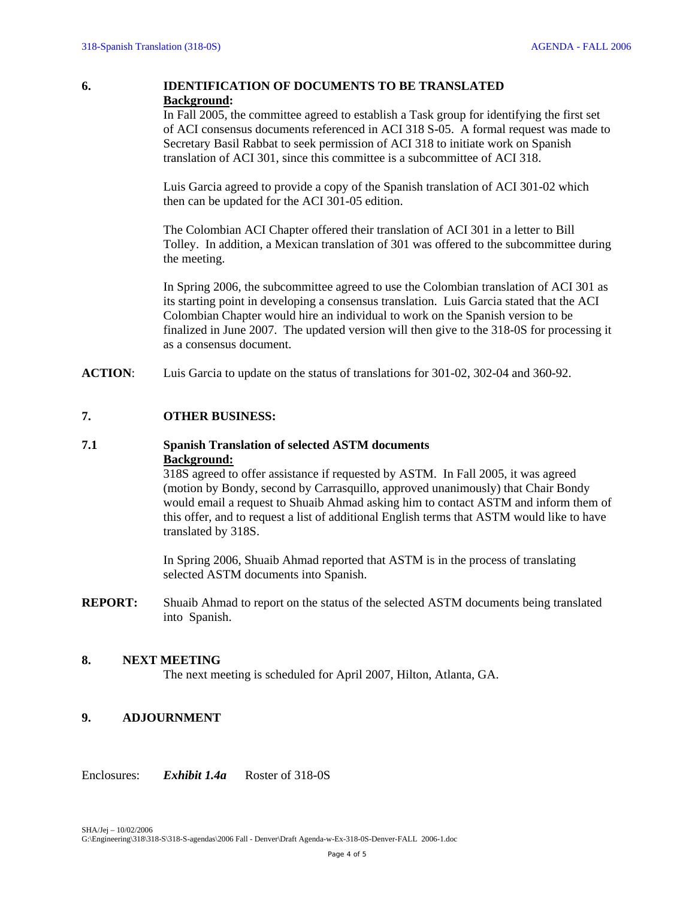## 6. IDENTIFICATION OF DOCUMENTS TO BE TRANSLATED

**Background:**

In Fall 2005, the committee agreed to establish a Task group for identifying the first set of ACI consensus documents referenced in ACI 318 S-05. A formal request was made to Secretary Basil Rabbat to seek permission of ACI 318 to initiate work on Spanish translation of ACI 301, since this committee is a subcommittee of ACI 318.

Luis Garcia agreed to provide a copy of the Spanish translation of ACI 301-02 which then can be updated for the ACI 301-05 edition.

The Colombian ACI Chapter offered their translation of ACI 301 in a letter to Bill Tolley. In addition, a Mexican translation of 301 was offered to the subcommittee during the meeting.

In Spring 2006, the subcommittee agreed to use the Colombian translation of ACI 301 as its starting point in developing a consensus translation. Luis Garcia stated that the ACI Colombian Chapter would hire an individual to work on the Spanish version to be finalized in June 2007. The updated version will then give to the 318-0S for processing it as a consensus document.

**ACTION**: Luis Garcia to update on the status of translations for 301-02, 302-04 and 360-92.

## 7. OTHER BUSINESS:

### 7.1 Spanish Translation of selected ASTM documents

**Background:**

318S agreed to offer assistance if requested by ASTM. In Fall 2005, it was agreed (motion by Bondy, second by Carrasquillo, approved unanimously) that Chair Bondy would email a request to Shuaib Ahmad asking him to contact ASTM and inform them of this offer, and to request a list of additional English terms that ASTM would like to have translated by 318S.

In Spring 2006, Shuaib Ahmad reported that ASTM is in the process of translating selected ASTM documents into Spanish.

**REPORT:** Shuaib Ahmad to report on the status of the selected ASTM documents being translated into Spanish.

## 8. NEXT MEETING

The next meeting is scheduled for April 2007, Hilton, Atlanta, GA.

## 9. ADJOURNMENT

Enclosures: ***Exhibit 1.4a*** Roster of 318-0S

SHA/Jej – 10/02/2006
G:\Engineering\318\318-S\318-S-agendas\2006 Fall - Denver\Draft Agenda-w-Ex-318-0S-Denver-FALL 2006-1.doc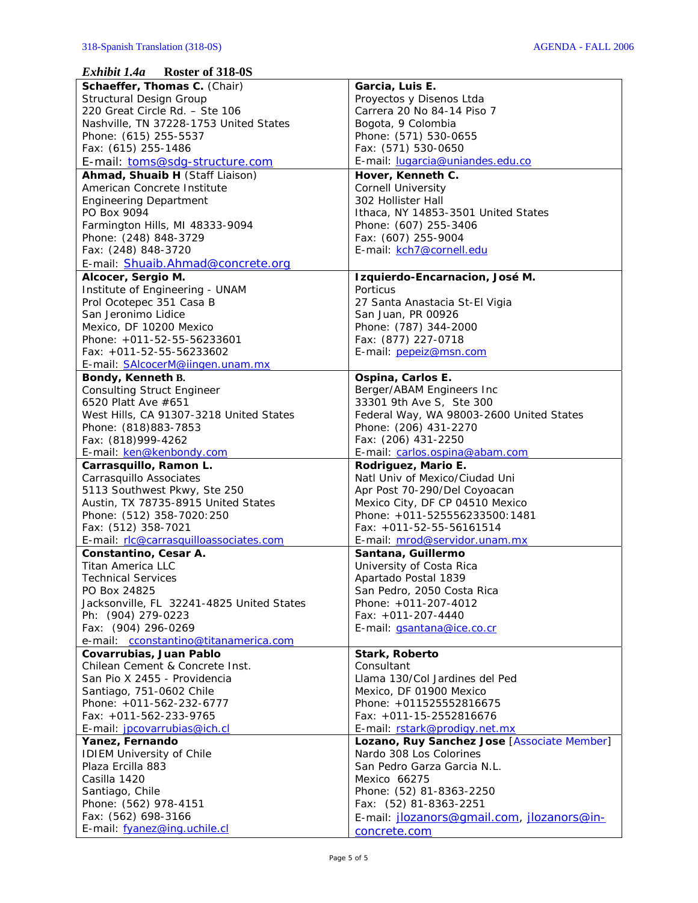*Exhibit 1.4a* **Roster of 318-0S**

| | |
|---|---|
| **Schaeffer, Thomas C.** (Chair)<br>Structural Design Group<br>220 Great Circle Rd. – Ste 106<br>Nashville, TN 37228-1753 United States<br>Phone: (615) 255-5537<br>Fax: (615) 255-1486<br>E-mail: toms@sdg-structure.com | **Garcia, Luis E.**<br>Proyectos y Disenos Ltda<br>Carrera 20 No 84-14 Piso 7<br>Bogota, 9 Colombia<br>Phone: (571) 530-0655<br>Fax: (571) 530-0650<br>E-mail: lugarcia@uniandes.edu.co |
| **Ahmad, Shuaib H** (Staff Liaison)<br>American Concrete Institute<br>Engineering Department<br>PO Box 9094<br>Farmington Hills, MI 48333-9094<br>Phone: (248) 848-3729<br>Fax: (248) 848-3720<br>E-mail: Shuaib.Ahmad@concrete.org | **Hover, Kenneth C.**<br>Cornell University<br>302 Hollister Hall<br>Ithaca, NY 14853-3501 United States<br>Phone: (607) 255-3406<br>Fax: (607) 255-9004<br>E-mail: kch7@cornell.edu |
| **Alcocer, Sergio M.**<br>Institute of Engineering - UNAM<br>Prol Ocotepec 351 Casa B<br>San Jeronimo Lidice<br>Mexico, DF 10200 Mexico<br>Phone: +011-52-55-56233601<br>Fax: +011-52-55-56233602<br>E-mail: SAlcocerM@iingen.unam.mx | **Izquierdo-Encarnacion, José M.**<br>Porticus<br>27 Santa Anastacia St-El Vigia<br>San Juan, PR 00926<br>Phone: (787) 344-2000<br>Fax: (877) 227-0718<br>E-mail: pepeiz@msn.com |
| **Bondy, Kenneth B.**<br>Consulting Struct Engineer<br>6520 Platt Ave #651<br>West Hills, CA 91307-3218 United States<br>Phone: (818)883-7853<br>Fax: (818)999-4262<br>E-mail: ken@kenbondy.com | **Ospina, Carlos E.**<br>Berger/ABAM Engineers Inc<br>33301 9th Ave S, Ste 300<br>Federal Way, WA 98003-2600 United States<br>Phone: (206) 431-2270<br>Fax: (206) 431-2250<br>E-mail: carlos.ospina@abam.com |
| **Carrasquillo, Ramon L.**<br>Carrasquillo Associates<br>5113 Southwest Pkwy, Ste 250<br>Austin, TX 78735-8915 United States<br>Phone: (512) 358-7020:250<br>Fax: (512) 358-7021<br>E-mail: rlc@carrasquilloassociates.com | **Rodriguez, Mario E.**<br>Natl Univ of Mexico/Ciudad Uni<br>Apr Post 70-290/Del Coyoacan<br>Mexico City, DF CP 04510 Mexico<br>Phone: +011-525556233500:1481<br>Fax: +011-52-55-56161514<br>E-mail: mrod@servidor.unam.mx |
| **Constantino, Cesar A.**<br>Titan America LLC<br>Technical Services<br>PO Box 24825<br>Jacksonville, FL 32241-4825 United States<br>Ph: (904) 279-0223<br>Fax: (904) 296-0269<br>e-mail: cconstantino@titanamerica.com | **Santana, Guillermo**<br>University of Costa Rica<br>Apartado Postal 1839<br>San Pedro, 2050 Costa Rica<br>Phone: +011-207-4012<br>Fax: +011-207-4440<br>E-mail: gsantana@ice.co.cr |
| **Covarrubias, Juan Pablo**<br>Chilean Cement & Concrete Inst.<br>San Pio X 2455 - Providencia<br>Santiago, 751-0602 Chile<br>Phone: +011-562-232-6777<br>Fax: +011-562-233-9765<br>E-mail: jpcovarrubias@ich.cl | **Stark, Roberto**<br>Consultant<br>Llama 130/Col Jardines del Ped<br>Mexico, DF 01900 Mexico<br>Phone: +011525552816675<br>Fax: +011-15-2552816676<br>E-mail: rstark@prodigy.net.mx |
| **Yanez, Fernando**<br>IDIEM University of Chile<br>Plaza Ercilla 883<br>Casilla 1420<br>Santiago, Chile<br>Phone: (562) 978-4151<br>Fax: (562) 698-3166<br>E-mail: fyanez@ing.uchile.cl | **Lozano, Ruy Sanchez Jose** [Associate Member]<br>Nardo 308 Los Colorines<br>San Pedro Garza Garcia N.L.<br>Mexico 66275<br>Phone: (52) 81-8363-2250<br>Fax: (52) 81-8363-2251<br>E-mail: jlozanors@gmail.com, jlozanors@in-concrete.com |